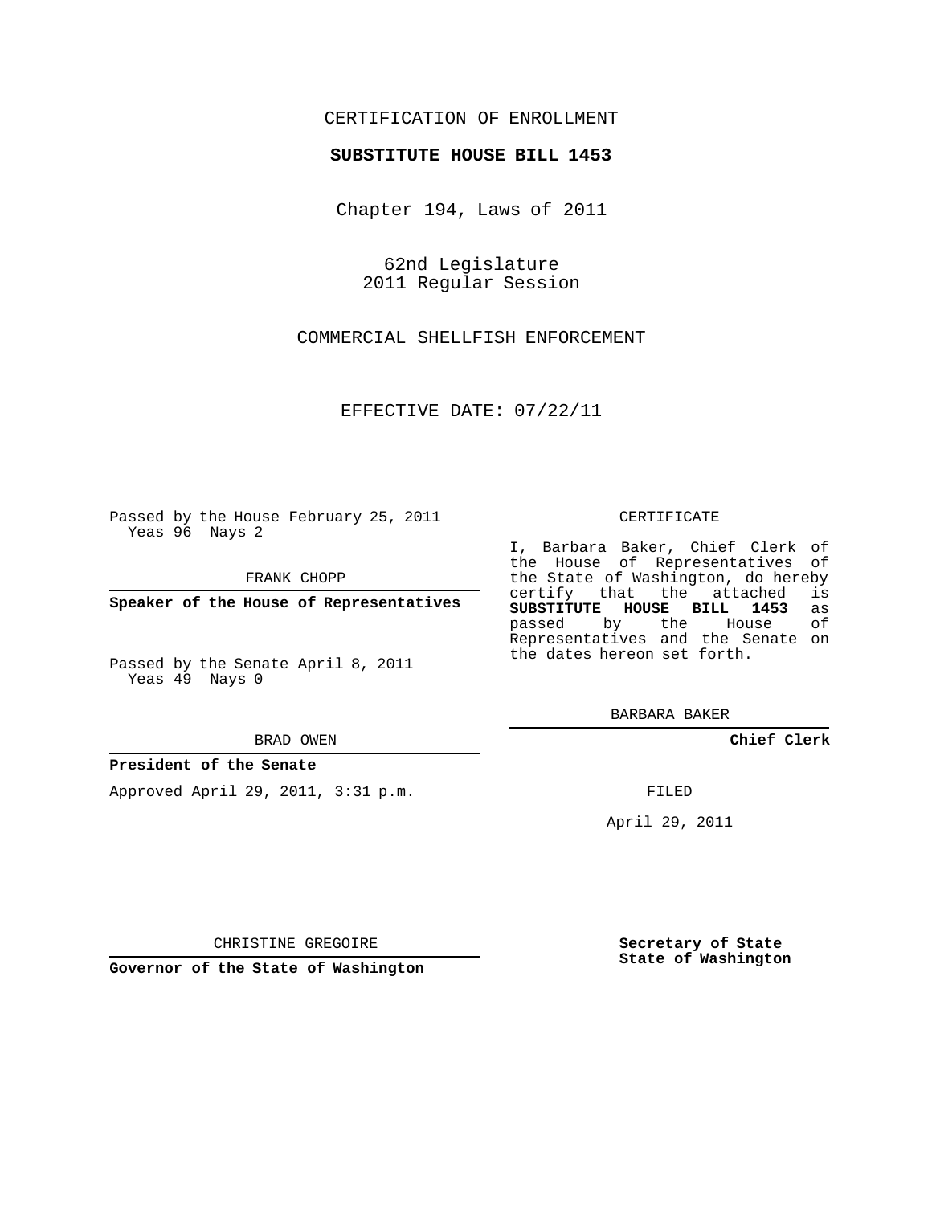CERTIFICATION OF ENROLLMENT

**SUBSTITUTE HOUSE BILL 1453**

Chapter 194, Laws of 2011

62nd Legislature
2011 Regular Session

COMMERCIAL SHELLFISH ENFORCEMENT

EFFECTIVE DATE: 07/22/11

Passed by the House February 25, 2011
Yeas 96 Nays 2

FRANK CHOPP

**Speaker of the House of Representatives**

Passed by the Senate April 8, 2011
Yeas 49 Nays 0

BRAD OWEN

**President of the Senate**

Approved April 29, 2011, 3:31 p.m.

CHRISTINE GREGOIRE

**Governor of the State of Washington**

CERTIFICATE

I, Barbara Baker, Chief Clerk of the House of Representatives of the State of Washington, do hereby certify that the attached is **SUBSTITUTE HOUSE BILL 1453** as passed by the House of Representatives and the Senate on the dates hereon set forth.

BARBARA BAKER

**Chief Clerk**

FILED

April 29, 2011

**Secretary of State**
**State of Washington**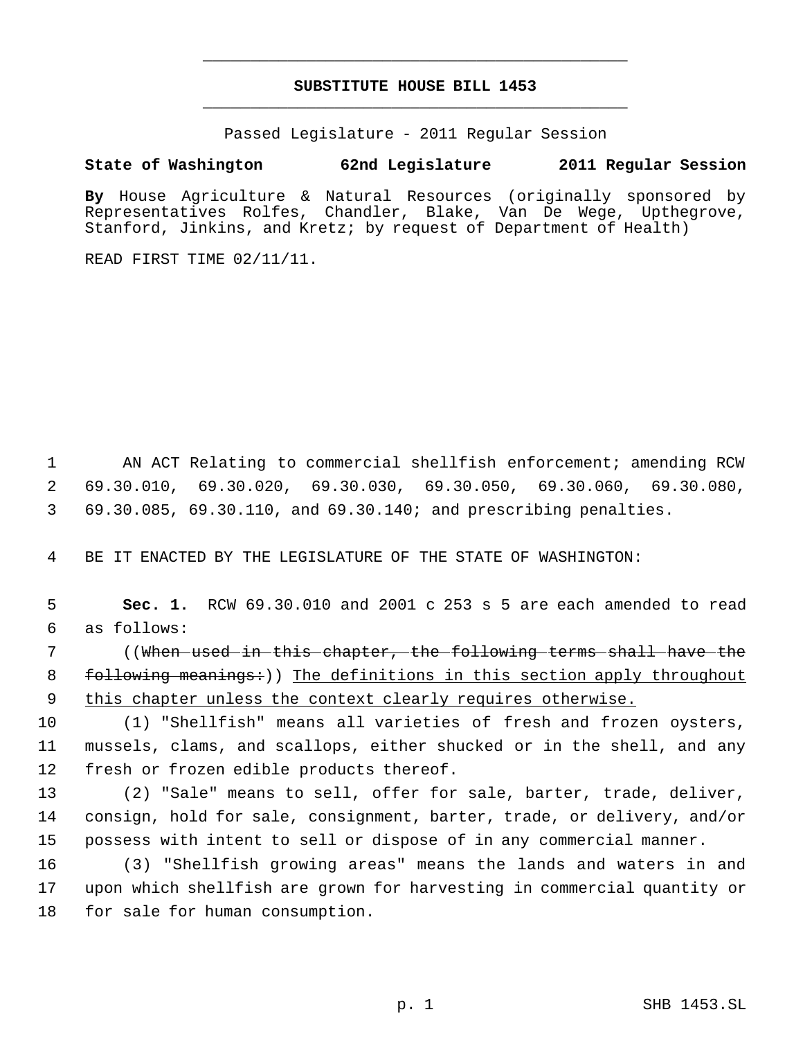**SUBSTITUTE HOUSE BILL 1453**

Passed Legislature - 2011 Regular Session

**State of Washington 62nd Legislature 2011 Regular Session**

**By** House Agriculture & Natural Resources (originally sponsored by Representatives Rolfes, Chandler, Blake, Van De Wege, Upthegrove, Stanford, Jinkins, and Kretz; by request of Department of Health)

READ FIRST TIME 02/11/11.

AN ACT Relating to commercial shellfish enforcement; amending RCW 69.30.010, 69.30.020, 69.30.030, 69.30.050, 69.30.060, 69.30.080, 69.30.085, 69.30.110, and 69.30.140; and prescribing penalties.

BE IT ENACTED BY THE LEGISLATURE OF THE STATE OF WASHINGTON:

**Sec. 1.** RCW 69.30.010 and 2001 c 253 s 5 are each amended to read as follows:

((~~When used in this chapter, the following terms shall have the following meanings:~~)) <u>The definitions in this section apply throughout this chapter unless the context clearly requires otherwise.</u>

(1) "Shellfish" means all varieties of fresh and frozen oysters, mussels, clams, and scallops, either shucked or in the shell, and any fresh or frozen edible products thereof.

(2) "Sale" means to sell, offer for sale, barter, trade, deliver, consign, hold for sale, consignment, barter, trade, or delivery, and/or possess with intent to sell or dispose of in any commercial manner.

(3) "Shellfish growing areas" means the lands and waters in and upon which shellfish are grown for harvesting in commercial quantity or for sale for human consumption.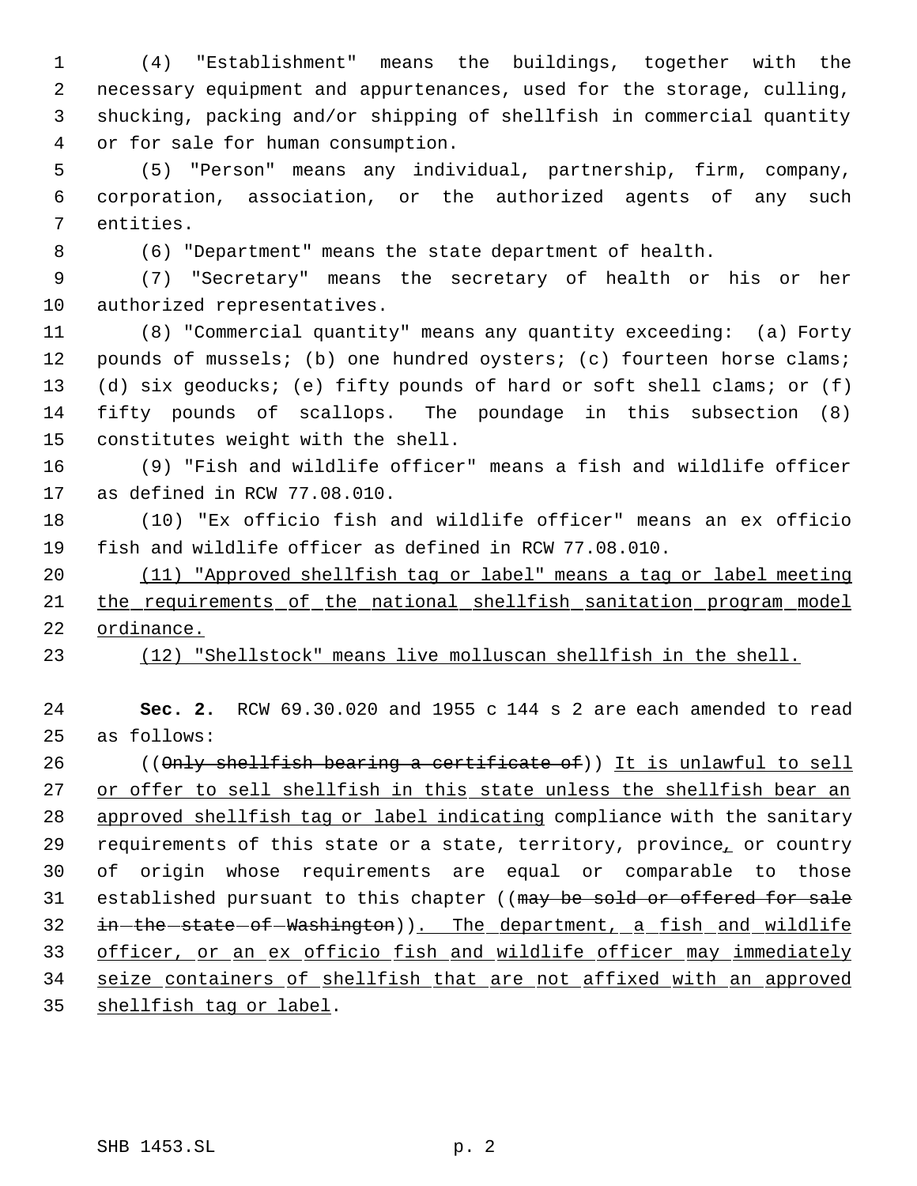(4) "Establishment" means the buildings, together with the necessary equipment and appurtenances, used for the storage, culling, shucking, packing and/or shipping of shellfish in commercial quantity or for sale for human consumption.

(5) "Person" means any individual, partnership, firm, company, corporation, association, or the authorized agents of any such entities.

(6) "Department" means the state department of health.

(7) "Secretary" means the secretary of health or his or her authorized representatives.

(8) "Commercial quantity" means any quantity exceeding: (a) Forty pounds of mussels; (b) one hundred oysters; (c) fourteen horse clams; (d) six geoducks; (e) fifty pounds of hard or soft shell clams; or (f) fifty pounds of scallops. The poundage in this subsection (8) constitutes weight with the shell.

(9) "Fish and wildlife officer" means a fish and wildlife officer as defined in RCW 77.08.010.

(10) "Ex officio fish and wildlife officer" means an ex officio fish and wildlife officer as defined in RCW 77.08.010.

(11) "Approved shellfish tag or label" means a tag or label meeting the requirements of the national shellfish sanitation program model ordinance.

(12) "Shellstock" means live molluscan shellfish in the shell.

**Sec. 2.** RCW 69.30.020 and 1955 c 144 s 2 are each amended to read as follows:

((~~Only shellfish bearing a certificate of~~)) It is unlawful to sell or offer to sell shellfish in this state unless the shellfish bear an approved shellfish tag or label indicating compliance with the sanitary requirements of this state or a state, territory, province, or country of origin whose requirements are equal or comparable to those established pursuant to this chapter ((~~may be sold or offered for sale in the state of Washington~~)). The department, a fish and wildlife officer, or an ex officio fish and wildlife officer may immediately seize containers of shellfish that are not affixed with an approved shellfish tag or label.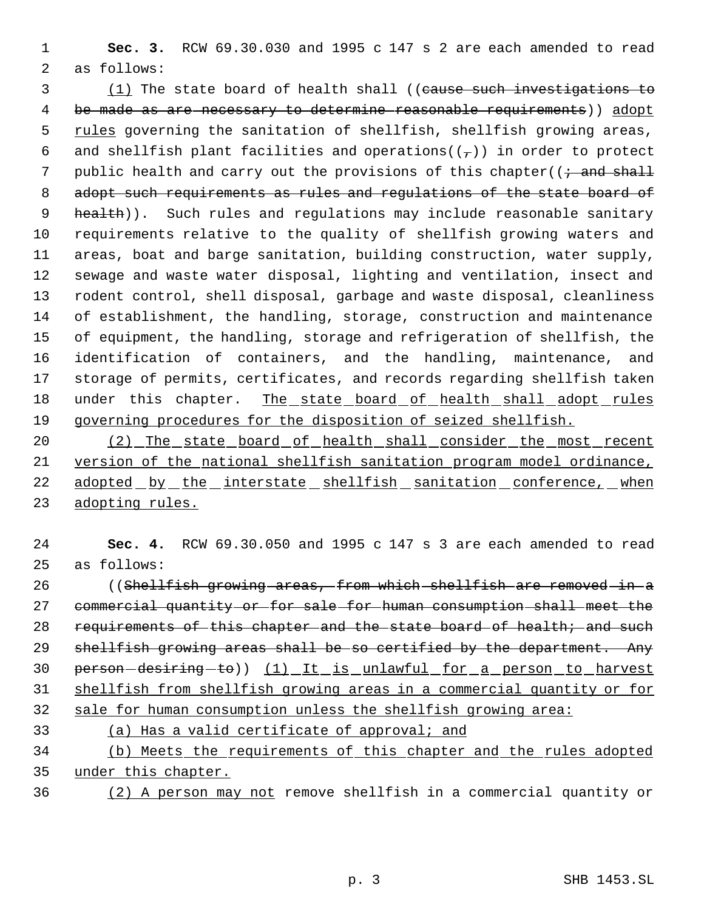**Sec. 3.** RCW 69.30.030 and 1995 c 147 s 2 are each amended to read as follows:

(1) The state board of health shall ((~~cause such investigations to be made as are necessary to determine reasonable requirements~~)) adopt rules governing the sanitation of shellfish, shellfish growing areas, and shellfish plant facilities and operations((~~,~~)) in order to protect public health and carry out the provisions of this chapter((~~; and shall adopt such requirements as rules and regulations of the state board of health~~)). Such rules and regulations may include reasonable sanitary requirements relative to the quality of shellfish growing waters and areas, boat and barge sanitation, building construction, water supply, sewage and waste water disposal, lighting and ventilation, insect and rodent control, shell disposal, garbage and waste disposal, cleanliness of establishment, the handling, storage, construction and maintenance of equipment, the handling, storage and refrigeration of shellfish, the identification of containers, and the handling, maintenance, and storage of permits, certificates, and records regarding shellfish taken under this chapter. The state board of health shall adopt rules governing procedures for the disposition of seized shellfish.

(2) The state board of health shall consider the most recent version of the national shellfish sanitation program model ordinance, adopted by the interstate shellfish sanitation conference, when adopting rules.

**Sec. 4.** RCW 69.30.050 and 1995 c 147 s 3 are each amended to read as follows:

((~~Shellfish growing areas, from which shellfish are removed in a commercial quantity or for sale for human consumption shall meet the requirements of this chapter and the state board of health; and such shellfish growing areas shall be so certified by the department. Any person desiring to~~)) (1) It is unlawful for a person to harvest shellfish from shellfish growing areas in a commercial quantity or for sale for human consumption unless the shellfish growing area:

(a) Has a valid certificate of approval; and

(b) Meets the requirements of this chapter and the rules adopted under this chapter.

(2) A person may not remove shellfish in a commercial quantity or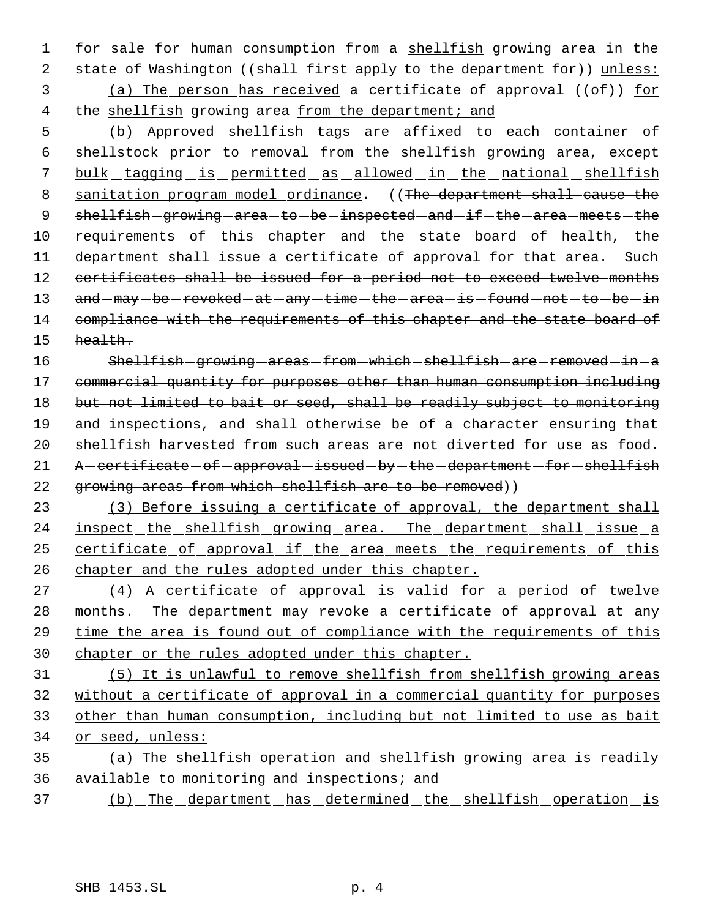for sale for human consumption from a shellfish growing area in the state of Washington ((~~shall first apply to the department for~~)) unless:

(a) The person has received a certificate of approval ((~~of~~)) for the shellfish growing area from the department; and

(b) Approved shellfish tags are affixed to each container of shellstock prior to removal from the shellfish growing area, except bulk tagging is permitted as allowed in the national shellfish sanitation program model ordinance. ((~~The department shall cause the shellfish growing area to be inspected and if the area meets the requirements of this chapter and the state board of health, the department shall issue a certificate of approval for that area. Such certificates shall be issued for a period not to exceed twelve months and may be revoked at any time the area is found not to be in compliance with the requirements of this chapter and the state board of health.~~

~~Shellfish growing areas from which shellfish are removed in a commercial quantity for purposes other than human consumption including but not limited to bait or seed, shall be readily subject to monitoring and inspections, and shall otherwise be of a character ensuring that shellfish harvested from such areas are not diverted for use as food. A certificate of approval issued by the department for shellfish growing areas from which shellfish are to be removed~~))

(3) Before issuing a certificate of approval, the department shall inspect the shellfish growing area. The department shall issue a certificate of approval if the area meets the requirements of this chapter and the rules adopted under this chapter.

(4) A certificate of approval is valid for a period of twelve months. The department may revoke a certificate of approval at any time the area is found out of compliance with the requirements of this chapter or the rules adopted under this chapter.

(5) It is unlawful to remove shellfish from shellfish growing areas without a certificate of approval in a commercial quantity for purposes other than human consumption, including but not limited to use as bait or seed, unless:

(a) The shellfish operation and shellfish growing area is readily available to monitoring and inspections; and

(b) The department has determined the shellfish operation is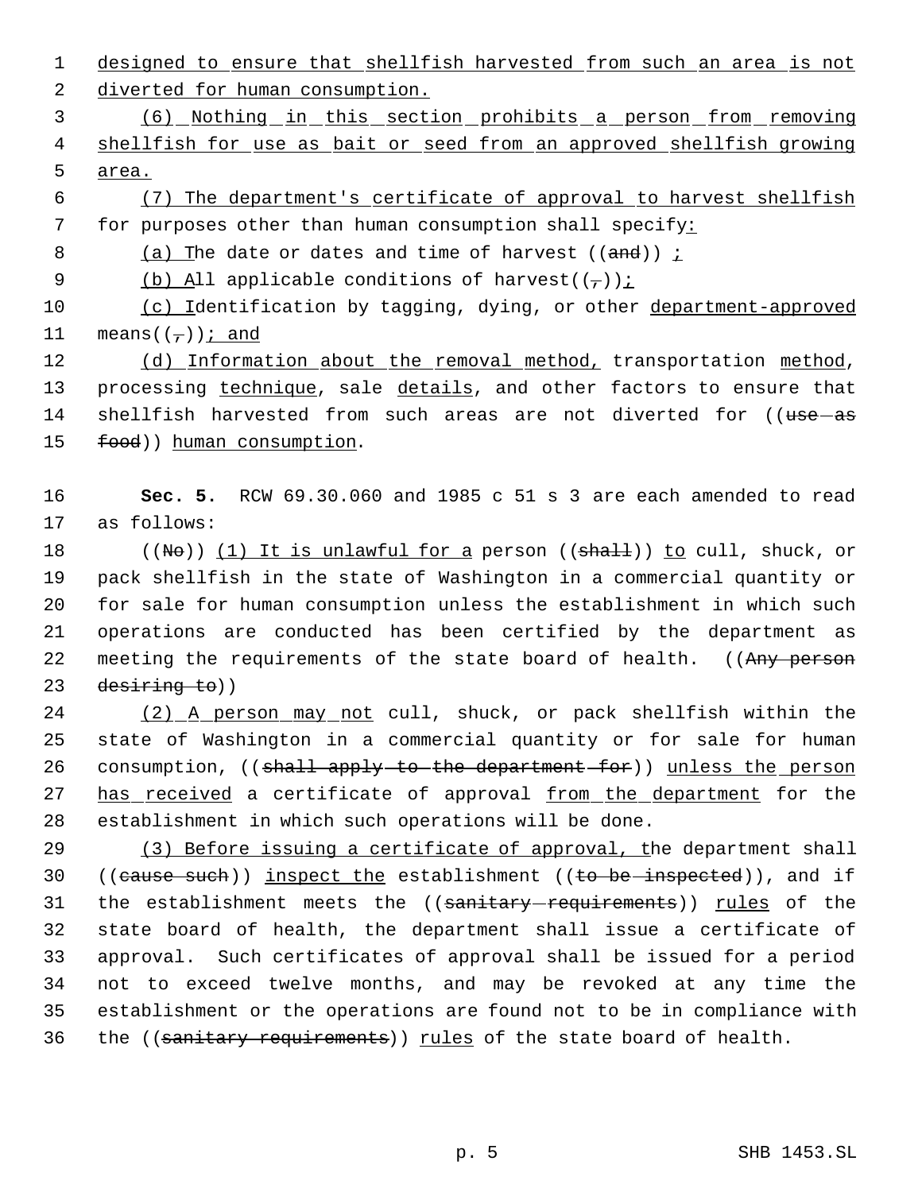designed to ensure that shellfish harvested from such an area is not diverted for human consumption.

(6) Nothing in this section prohibits a person from removing shellfish for use as bait or seed from an approved shellfish growing area.

(7) The department's certificate of approval to harvest shellfish for purposes other than human consumption shall specify:

(a) The date or dates and time of harvest ((and)) ;

(b) All applicable conditions of harvest((,));

(c) Identification by tagging, dying, or other department-approved means((,)); and

(d) Information about the removal method, transportation method, processing technique, sale details, and other factors to ensure that shellfish harvested from such areas are not diverted for ((use as food)) human consumption.

**Sec. 5.** RCW 69.30.060 and 1985 c 51 s 3 are each amended to read as follows:

((No)) (1) It is unlawful for a person ((shall)) to cull, shuck, or pack shellfish in the state of Washington in a commercial quantity or for sale for human consumption unless the establishment in which such operations are conducted has been certified by the department as meeting the requirements of the state board of health. ((Any person desiring to))

(2) A person may not cull, shuck, or pack shellfish within the state of Washington in a commercial quantity or for sale for human consumption, ((shall apply to the department for)) unless the person has received a certificate of approval from the department for the establishment in which such operations will be done.

(3) Before issuing a certificate of approval, the department shall ((cause such)) inspect the establishment ((to be inspected)), and if the establishment meets the ((sanitary requirements)) rules of the state board of health, the department shall issue a certificate of approval. Such certificates of approval shall be issued for a period not to exceed twelve months, and may be revoked at any time the establishment or the operations are found not to be in compliance with the ((sanitary requirements)) rules of the state board of health.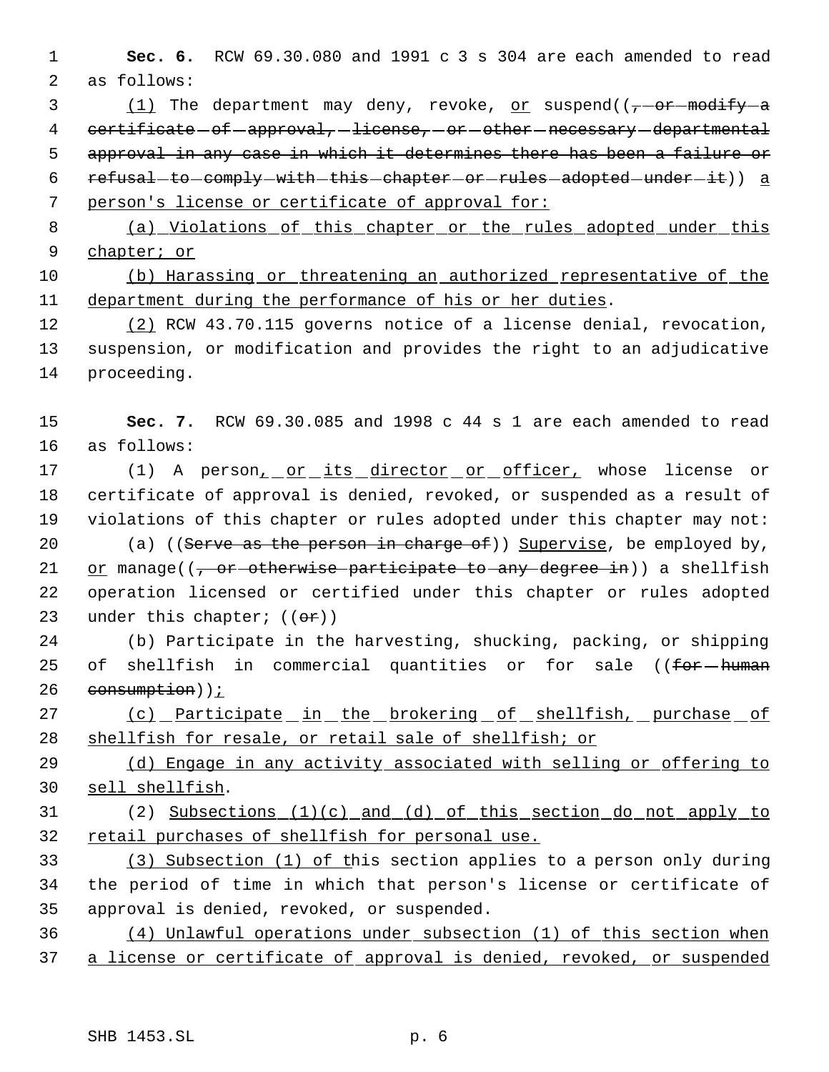**Sec. 6.** RCW 69.30.080 and 1991 c 3 s 304 are each amended to read as follows:

(1) The department may deny, revoke, or suspend((, or modify a certificate of approval, license, or other necessary departmental approval in any case in which it determines there has been a failure or refusal to comply with this chapter or rules adopted under it)) a person's license or certificate of approval for:

(a) Violations of this chapter or the rules adopted under this chapter; or

(b) Harassing or threatening an authorized representative of the department during the performance of his or her duties.

(2) RCW 43.70.115 governs notice of a license denial, revocation, suspension, or modification and provides the right to an adjudicative proceeding.

**Sec. 7.** RCW 69.30.085 and 1998 c 44 s 1 are each amended to read as follows:

(1) A person, or its director or officer, whose license or certificate of approval is denied, revoked, or suspended as a result of violations of this chapter or rules adopted under this chapter may not:

(a) ((Serve as the person in charge of)) Supervise, be employed by, or manage((, or otherwise participate to any degree in)) a shellfish operation licensed or certified under this chapter or rules adopted under this chapter; ((or))

(b) Participate in the harvesting, shucking, packing, or shipping of shellfish in commercial quantities or for sale ((for human consumption));

(c) Participate in the brokering of shellfish, purchase of shellfish for resale, or retail sale of shellfish; or

(d) Engage in any activity associated with selling or offering to sell shellfish.

(2) Subsections (1)(c) and (d) of this section do not apply to retail purchases of shellfish for personal use.

(3) Subsection (1) of this section applies to a person only during the period of time in which that person's license or certificate of approval is denied, revoked, or suspended.

(4) Unlawful operations under subsection (1) of this section when a license or certificate of approval is denied, revoked, or suspended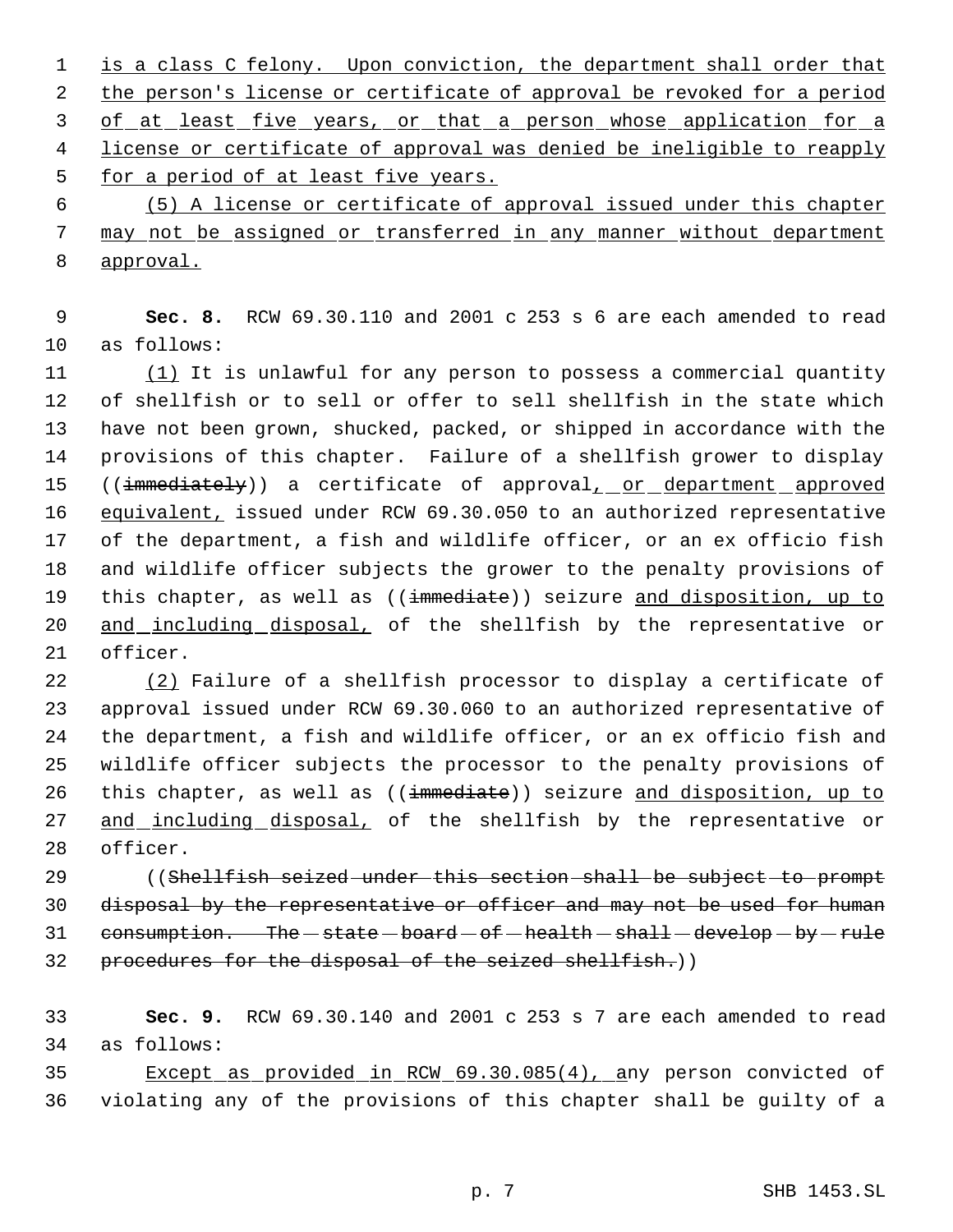is a class C felony. Upon conviction, the department shall order that the person's license or certificate of approval be revoked for a period of at least five years, or that a person whose application for a license or certificate of approval was denied be ineligible to reapply for a period of at least five years.

(5) A license or certificate of approval issued under this chapter may not be assigned or transferred in any manner without department approval.

**Sec. 8.** RCW 69.30.110 and 2001 c 253 s 6 are each amended to read as follows:

(1) It is unlawful for any person to possess a commercial quantity of shellfish or to sell or offer to sell shellfish in the state which have not been grown, shucked, packed, or shipped in accordance with the provisions of this chapter. Failure of a shellfish grower to display ((~~immediately~~)) a certificate of approval, or department approved equivalent, issued under RCW 69.30.050 to an authorized representative of the department, a fish and wildlife officer, or an ex officio fish and wildlife officer subjects the grower to the penalty provisions of this chapter, as well as ((~~immediate~~)) seizure and disposition, up to and including disposal, of the shellfish by the representative or officer.

(2) Failure of a shellfish processor to display a certificate of approval issued under RCW 69.30.060 to an authorized representative of the department, a fish and wildlife officer, or an ex officio fish and wildlife officer subjects the processor to the penalty provisions of this chapter, as well as ((~~immediate~~)) seizure and disposition, up to and including disposal, of the shellfish by the representative or officer.

((~~Shellfish seized under this section shall be subject to prompt disposal by the representative or officer and may not be used for human consumption. The state board of health shall develop by rule procedures for the disposal of the seized shellfish.~~))

**Sec. 9.** RCW 69.30.140 and 2001 c 253 s 7 are each amended to read as follows:

Except as provided in RCW 69.30.085(4), any person convicted of violating any of the provisions of this chapter shall be guilty of a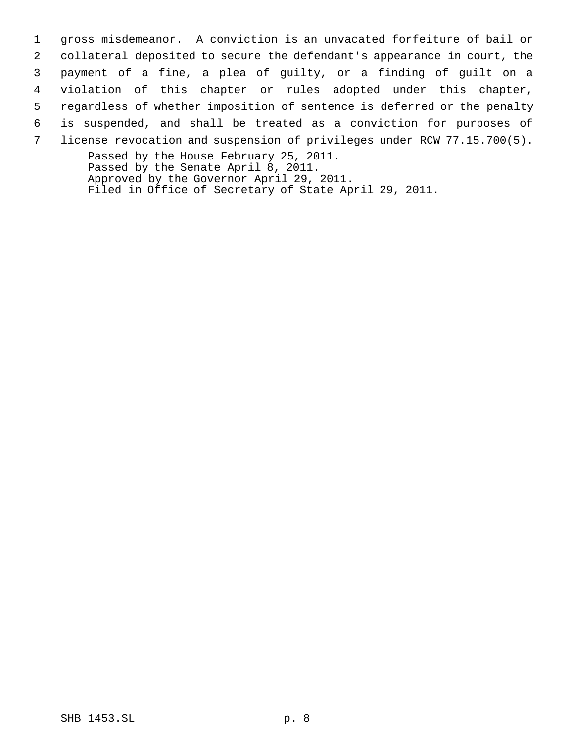gross misdemeanor. A conviction is an unvacated forfeiture of bail or collateral deposited to secure the defendant's appearance in court, the payment of a fine, a plea of guilty, or a finding of guilt on a violation of this chapter <u>or rules adopted under this chapter</u>, regardless of whether imposition of sentence is deferred or the penalty is suspended, and shall be treated as a conviction for purposes of license revocation and suspension of privileges under RCW 77.15.700(5).

Passed by the House February 25, 2011.
Passed by the Senate April 8, 2011.
Approved by the Governor April 29, 2011.
Filed in Office of Secretary of State April 29, 2011.